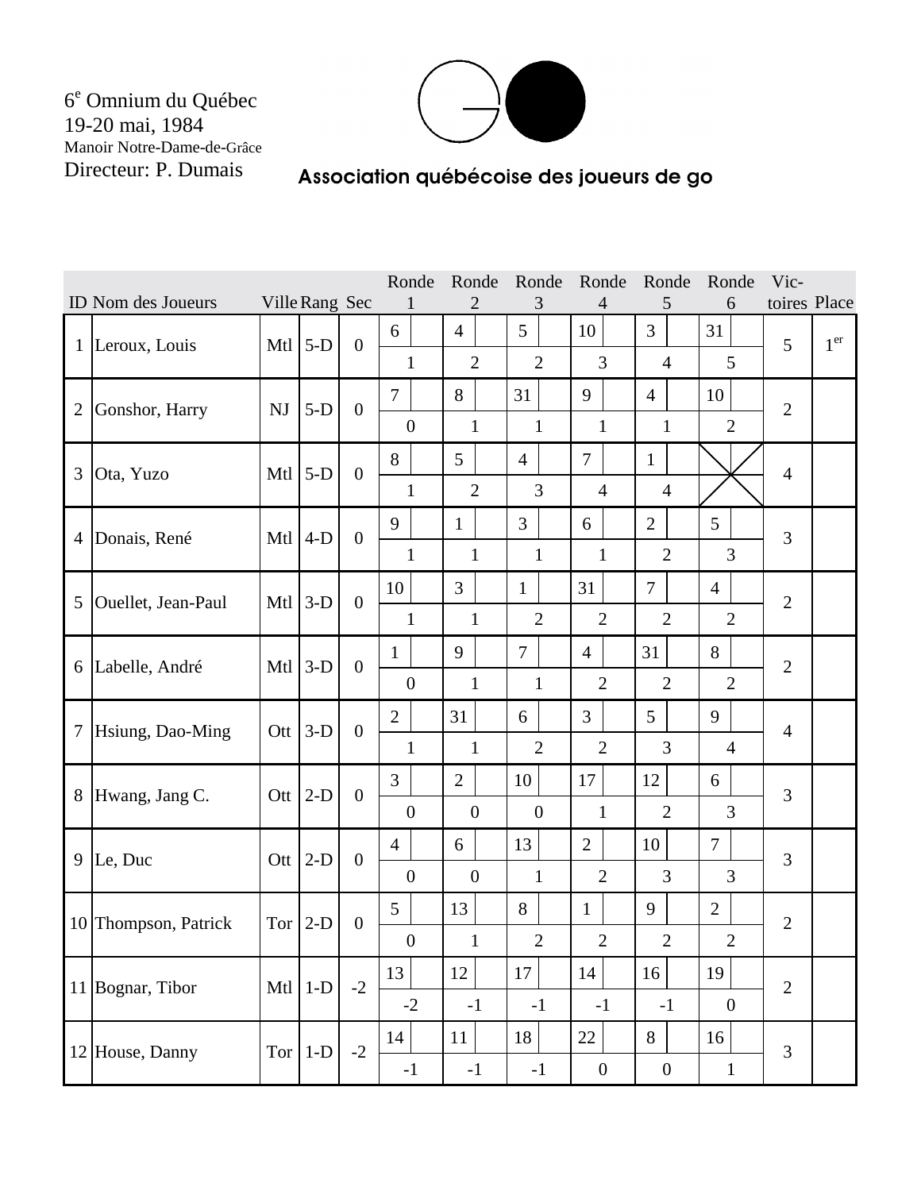6[e] Omnium du Québec
19-20 mai, 1984
Manoir Notre-Dame-de-Grâce
Directeur: P. Dumais

Association québécoise des joueurs de go

| ID | Nom des Joueurs | Ville | Rang | Sec | Ronde 1 | Ronde 2 | Ronde 3 | Ronde 4 | Ronde 5 | Ronde 6 | Victoires | Place |
|---|---|---|---|---|---|---|---|---|---|---|---|---|
| 1 | Leroux, Louis | Mtl | 5-D | 0 | 6 / 1 | 4 / 2 | 5 / 2 | 10 / 3 | 3 / 4 | 31 / 5 | 5 | 1[er] |
| 2 | Gonshor, Harry | NJ | 5-D | 0 | 7 / 0 | 8 / 1 | 31 / 1 | 9 / 1 | 4 / 1 | 10 / 2 | 2 | |
| 3 | Ota, Yuzo | Mtl | 5-D | 0 | 8 / 1 | 5 / 2 | 4 / 3 | 7 / 4 | 1 / 4 | X | 4 | |
| 4 | Donais, René | Mtl | 4-D | 0 | 9 / 1 | 1 / 1 | 3 / 1 | 6 / 1 | 2 / 2 | 5 / 3 | 3 | |
| 5 | Ouellet, Jean-Paul | Mtl | 3-D | 0 | 10 / 1 | 3 / 1 | 1 / 2 | 31 / 2 | 7 / 2 | 4 / 2 | 2 | |
| 6 | Labelle, André | Mtl | 3-D | 0 | 1 / 0 | 9 / 1 | 7 / 1 | 4 / 2 | 31 / 2 | 8 / 2 | 2 | |
| 7 | Hsiung, Dao-Ming | Ott | 3-D | 0 | 2 / 1 | 31 / 1 | 6 / 2 | 3 / 2 | 5 / 3 | 9 / 4 | 4 | |
| 8 | Hwang, Jang C. | Ott | 2-D | 0 | 3 / 0 | 2 / 0 | 10 / 0 | 17 / 1 | 12 / 2 | 6 / 3 | 3 | |
| 9 | Le, Duc | Ott | 2-D | 0 | 4 / 0 | 6 / 0 | 13 / 1 | 2 / 2 | 10 / 3 | 7 / 3 | 3 | |
| 10 | Thompson, Patrick | Tor | 2-D | 0 | 5 / 0 | 13 / 1 | 8 / 2 | 1 / 2 | 9 / 2 | 2 / 2 | 2 | |
| 11 | Bognar, Tibor | Mtl | 1-D | -2 | 13 / -2 | 12 / -1 | 17 / -1 | 14 / -1 | 16 / -1 | 19 / 0 | 2 | |
| 12 | House, Danny | Tor | 1-D | -2 | 14 / -1 | 11 / -1 | 18 / -1 | 22 / 0 | 8 / 0 | 16 / 1 | 3 | |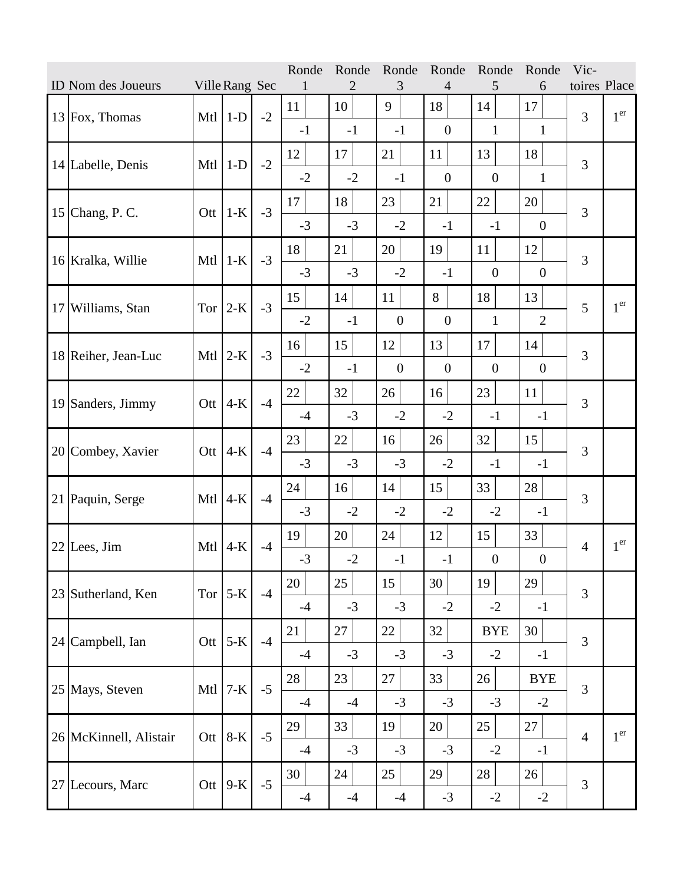| ID | Nom des Joueurs | Ville | Rang | Sec | Ronde 1 | Ronde 2 | Ronde 3 | Ronde 4 | Ronde 5 | Ronde 6 | Victoires | Place |
|---|---|---|---|---|---|---|---|---|---|---|---|---|
| 13 | Fox, Thomas | Mtl | 1-D | -2 | 11 / -1 | 10 / -1 | 9 / -1 | 18 / 0 | 14 / 1 | 17 / 1 | 3 | 1er |
| 14 | Labelle, Denis | Mtl | 1-D | -2 | 12 / -2 | 17 / -2 | 21 / -1 | 11 / 0 | 13 / 0 | 18 / 1 | 3 | |
| 15 | Chang, P. C. | Ott | 1-K | -3 | 17 / -3 | 18 / -3 | 23 / -2 | 21 / -1 | 22 / -1 | 20 / 0 | 3 | |
| 16 | Kralka, Willie | Mtl | 1-K | -3 | 18 / -3 | 21 / -3 | 20 / -2 | 19 / -1 | 11 / 0 | 12 / 0 | 3 | |
| 17 | Williams, Stan | Tor | 2-K | -3 | 15 / -2 | 14 / -1 | 11 / 0 | 8 / 0 | 18 / 1 | 13 / 2 | 5 | 1er |
| 18 | Reiher, Jean-Luc | Mtl | 2-K | -3 | 16 / -2 | 15 / -1 | 12 / 0 | 13 / 0 | 17 / 0 | 14 / 0 | 3 | |
| 19 | Sanders, Jimmy | Ott | 4-K | -4 | 22 / -4 | 32 / -3 | 26 / -2 | 16 / -2 | 23 / -1 | 11 / -1 | 3 | |
| 20 | Combey, Xavier | Ott | 4-K | -4 | 23 / -3 | 22 / -3 | 16 / -3 | 26 / -2 | 32 / -1 | 15 / -1 | 3 | |
| 21 | Paquin, Serge | Mtl | 4-K | -4 | 24 / -3 | 16 / -2 | 14 / -2 | 15 / -2 | 33 / -2 | 28 / -1 | 3 | |
| 22 | Lees, Jim | Mtl | 4-K | -4 | 19 / -3 | 20 / -2 | 24 / -1 | 12 / -1 | 15 / 0 | 33 / 0 | 4 | 1er |
| 23 | Sutherland, Ken | Tor | 5-K | -4 | 20 / -4 | 25 / -3 | 15 / -3 | 30 / -2 | 19 / -2 | 29 / -1 | 3 | |
| 24 | Campbell, Ian | Ott | 5-K | -4 | 21 / -4 | 27 / -3 | 22 / -3 | 32 / -3 | BYE / -2 | 30 / -1 | 3 | |
| 25 | Mays, Steven | Mtl | 7-K | -5 | 28 / -4 | 23 / -4 | 27 / -3 | 33 / -3 | 26 / -3 | BYE / -2 | 3 | |
| 26 | McKinnell, Alistair | Ott | 8-K | -5 | 29 / -4 | 33 / -3 | 19 / -3 | 20 / -3 | 25 / -2 | 27 / -1 | 4 | 1er |
| 27 | Lecours, Marc | Ott | 9-K | -5 | 30 / -4 | 24 / -4 | 25 / -4 | 29 / -3 | 28 / -2 | 26 / -2 | 3 | |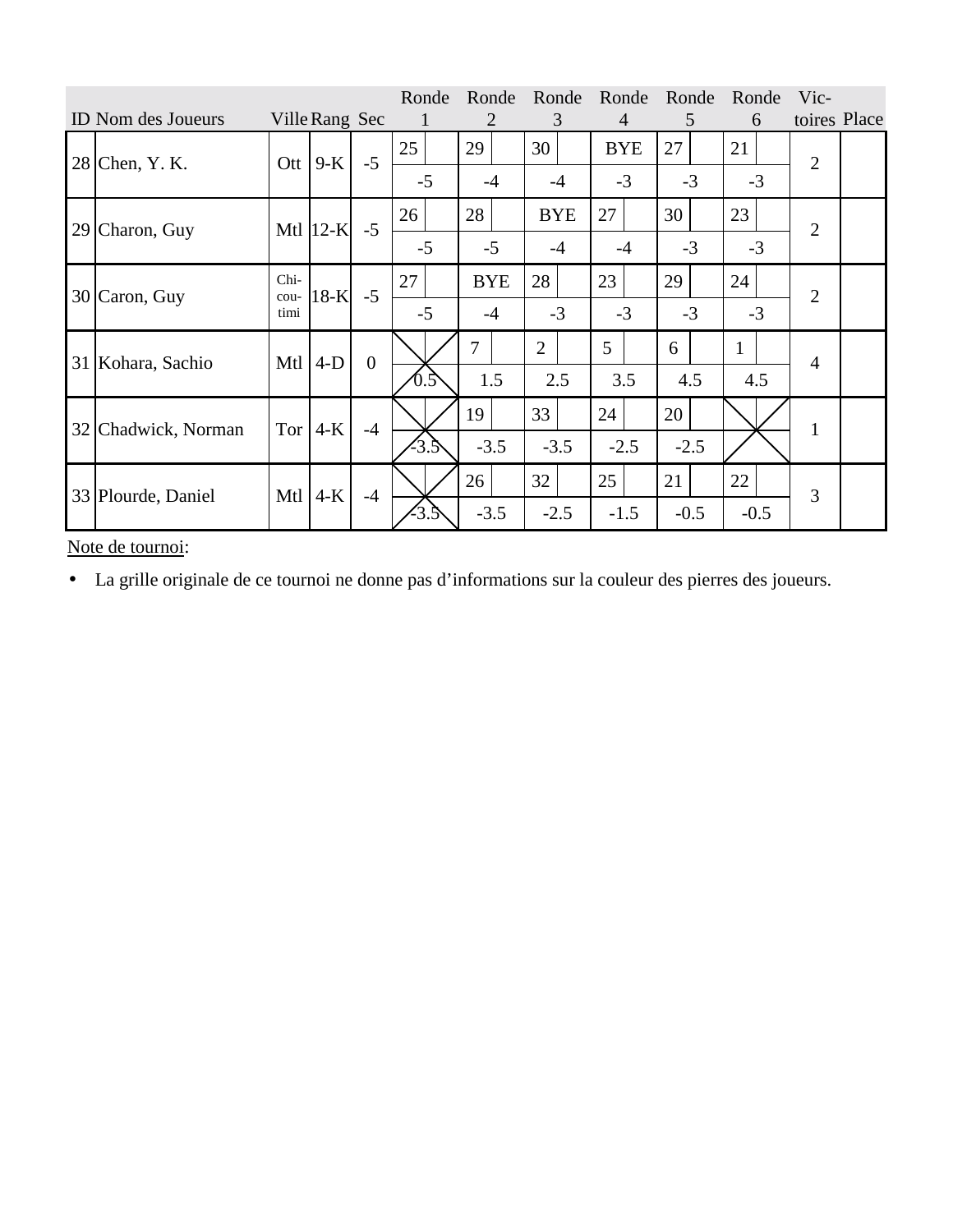| ID | Nom des Joueurs | Ville | Rang | Sec | Ronde 1 | Ronde 2 | Ronde 3 | Ronde 4 | Ronde 5 | Ronde 6 | Vic-toires | Place |
|---|---|---|---|---|---|---|---|---|---|---|---|---|
| 28 | Chen, Y. K. | Ott | 9-K | -5 | 25 / -5 | 29 / -4 | 30 / -4 | BYE / -3 | 27 / -3 | 21 / -3 | 2 | |
| 29 | Charon, Guy | Mtl | 12-K | -5 | 26 / -5 | 28 / -5 | BYE / -4 | 27 / -4 | 30 / -3 | 23 / -3 | 2 | |
| 30 | Caron, Guy | Chi-cou-timi | 18-K | -5 | 27 / -5 | BYE / -4 | 28 / -3 | 23 / -3 | 29 / -3 | 24 / -3 | 2 | |
| 31 | Kohara, Sachio | Mtl | 4-D | 0 | X / 0.5 | 7 / 1.5 | 2 / 2.5 | 5 / 3.5 | 6 / 4.5 | 1 / 4.5 | 4 | |
| 32 | Chadwick, Norman | Tor | 4-K | -4 | X / -3.5 | 19 / -3.5 | 33 / -3.5 | 24 / -2.5 | 20 / -2.5 | X | 1 | |
| 33 | Plourde, Daniel | Mtl | 4-K | -4 | X / -3.5 | 26 / -3.5 | 32 / -2.5 | 25 / -1.5 | 21 / -0.5 | 22 / -0.5 | 3 | |

Note de tournoi:

- La grille originale de ce tournoi ne donne pas d'informations sur la couleur des pierres des joueurs.